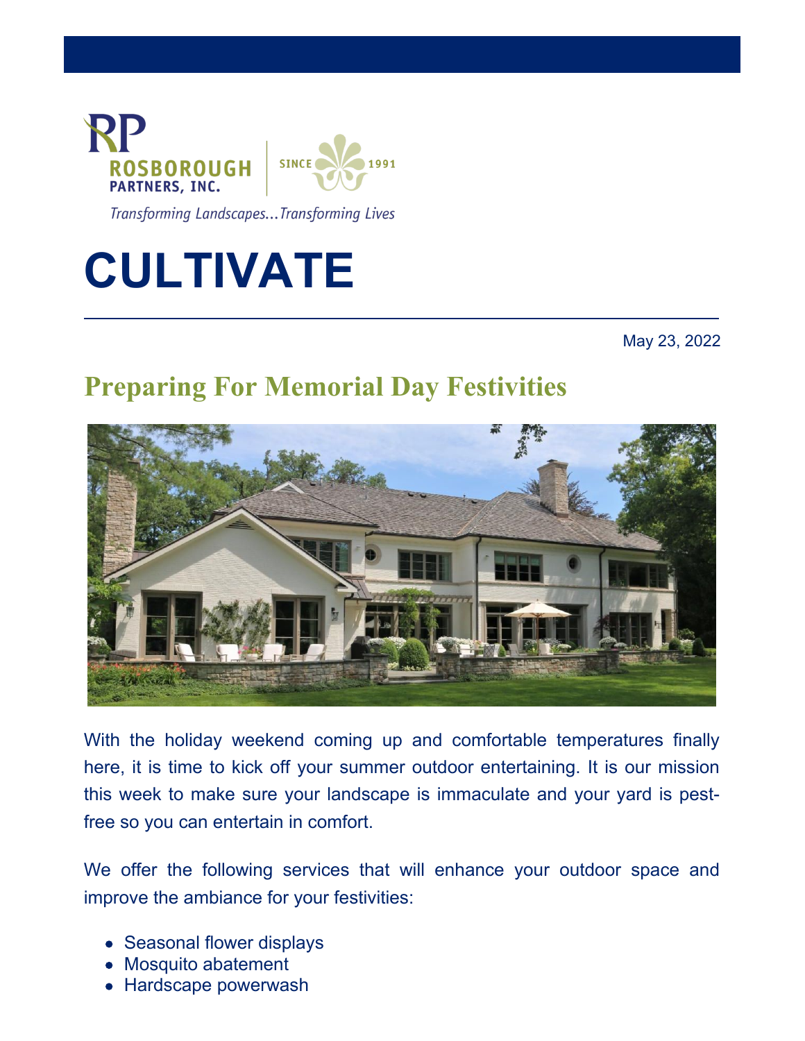RP ROSBOROUGH PARTNERS, INC. | SINCE 1991

*Transforming Landscapes...Transforming Lives*

# CULTIVATE

May 23, 2022

## Preparing For Memorial Day Festivities

With the holiday weekend coming up and comfortable temperatures finally here, it is time to kick off your summer outdoor entertaining. It is our mission this week to make sure your landscape is immaculate and your yard is pest-free so you can entertain in comfort.

We offer the following services that will enhance your outdoor space and improve the ambiance for your festivities:

- Seasonal flower displays
- Mosquito abatement
- Hardscape powerwash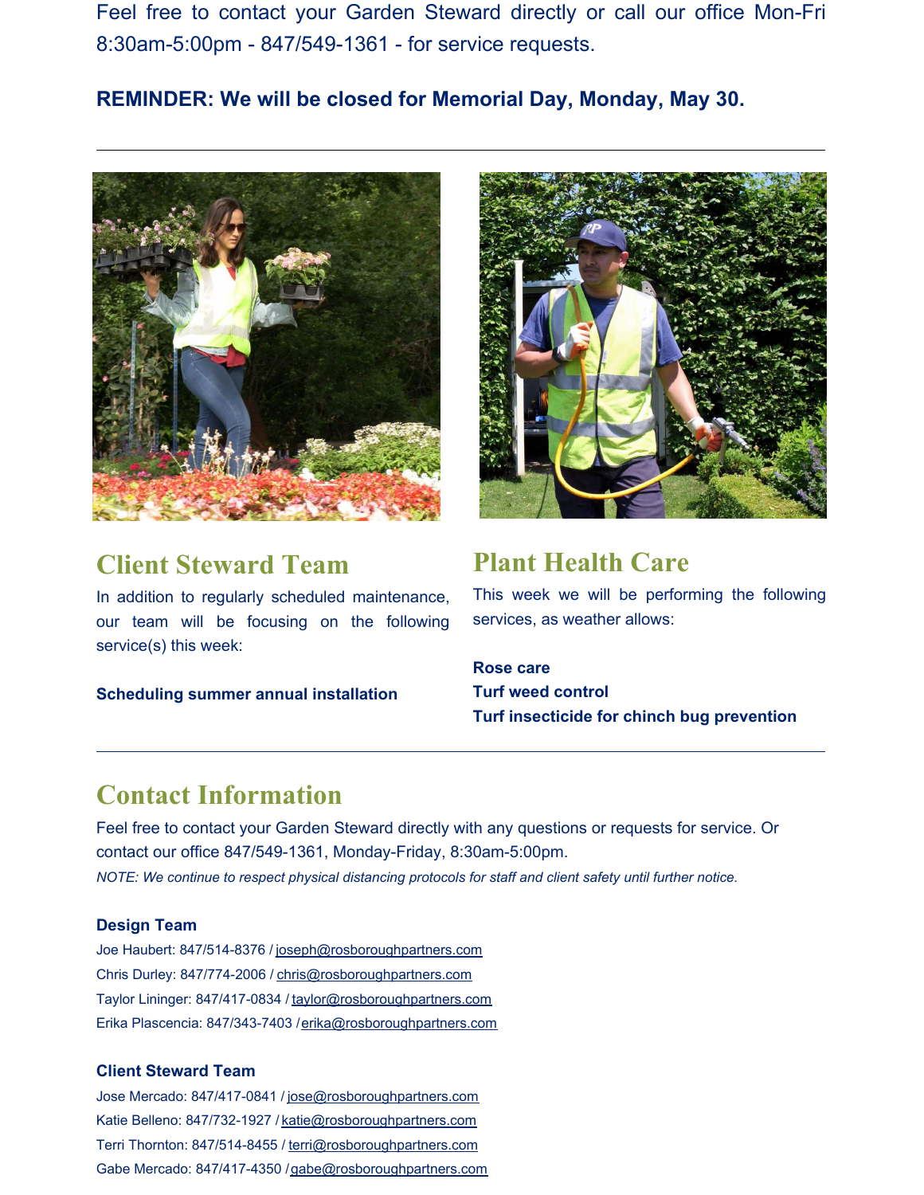Feel free to contact your Garden Steward directly or call our office Mon-Fri 8:30am-5:00pm - 847/549-1361 - for service requests.

**REMINDER: We will be closed for Memorial Day, Monday, May 30.**

---

## Client Steward Team

In addition to regularly scheduled maintenance, our team will be focusing on the following service(s) this week:

**Scheduling summer annual installation**

## Plant Health Care

This week we will be performing the following services, as weather allows:

**Rose care**
**Turf weed control**
**Turf insecticide for chinch bug prevention**

---

## Contact Information

Feel free to contact your Garden Steward directly with any questions or requests for service. Or contact our office 847/549-1361, Monday-Friday, 8:30am-5:00pm.

*NOTE: We continue to respect physical distancing protocols for staff and client safety until further notice.*

### Design Team

Joe Haubert: 847/514-8376 / joseph@rosboroughpartners.com
Chris Durley: 847/774-2006 / chris@rosboroughpartners.com
Taylor Lininger: 847/417-0834 / taylor@rosboroughpartners.com
Erika Plascencia: 847/343-7403 / erika@rosboroughpartners.com

### Client Steward Team

Jose Mercado: 847/417-0841 / jose@rosboroughpartners.com
Katie Belleno: 847/732-1927 / katie@rosboroughpartners.com
Terri Thornton: 847/514-8455 / terri@rosboroughpartners.com
Gabe Mercado: 847/417-4350 / gabe@rosboroughpartners.com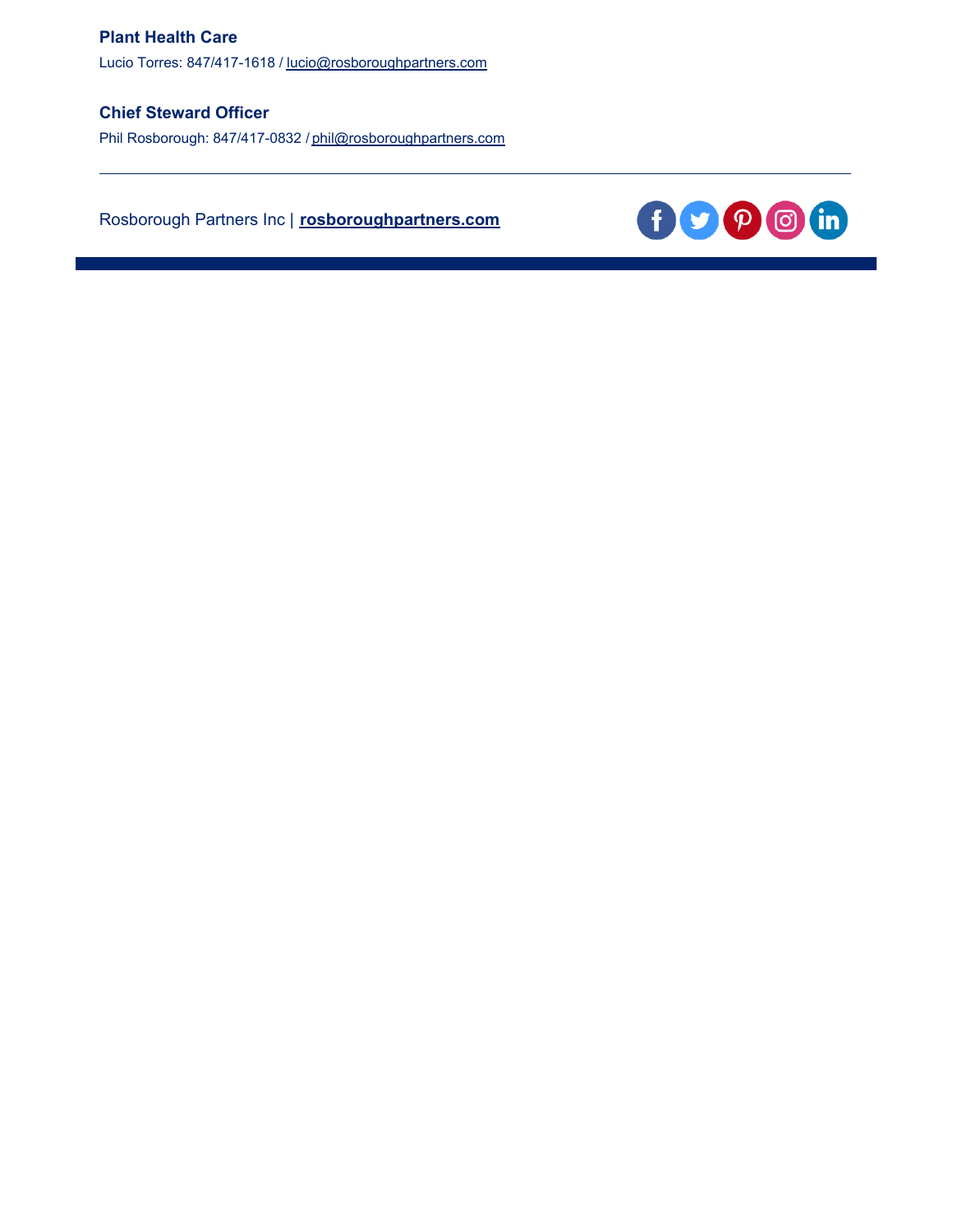### Plant Health Care

Lucio Torres: 847/417-1618 / lucio@rosboroughpartners.com

### Chief Steward Officer

Phil Rosborough: 847/417-0832 / phil@rosboroughpartners.com

---

Rosborough Partners Inc | **rosboroughpartners.com**